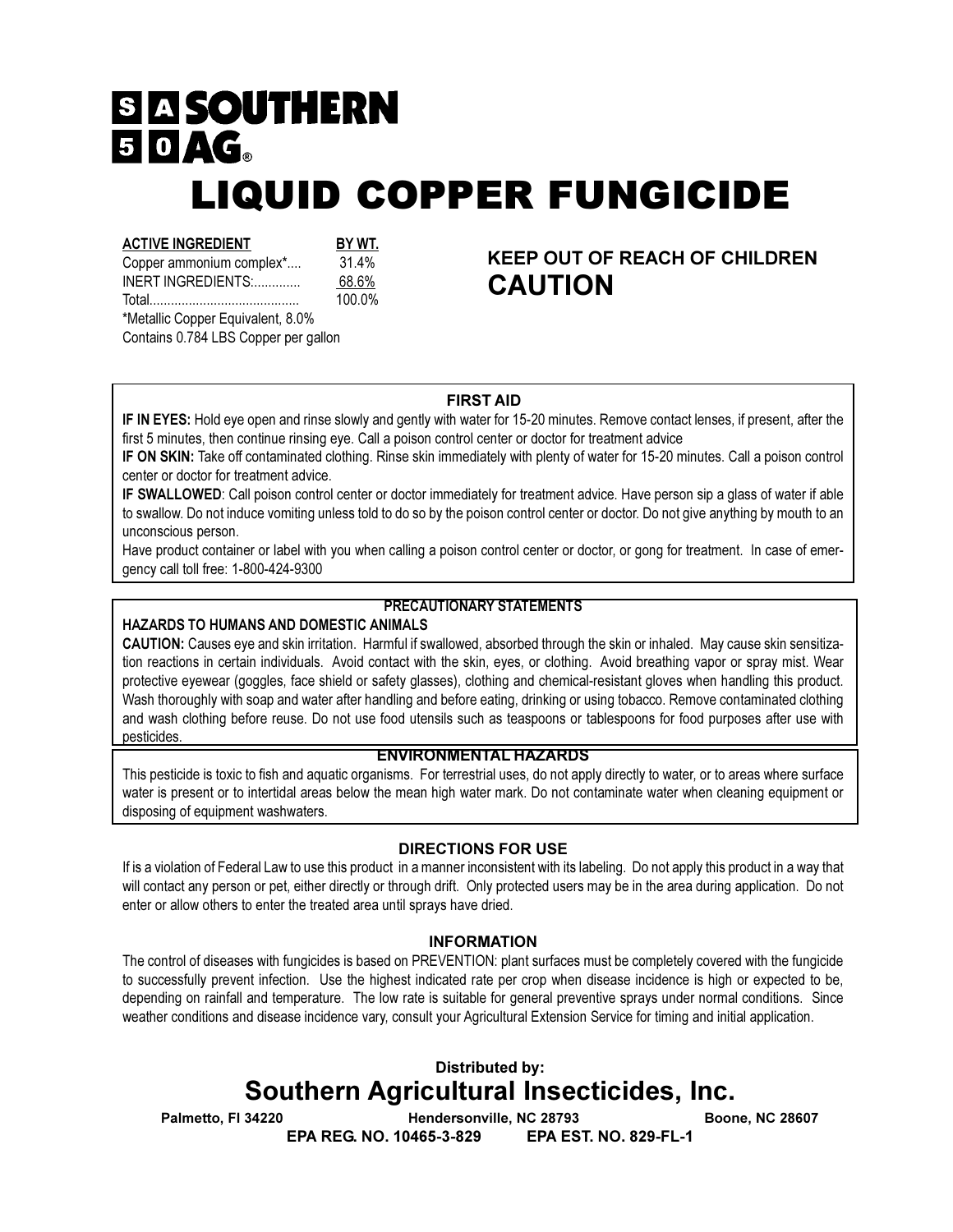# SOUTHERN AG®

# LIQUID COPPER FUNGICIDE

| ACTIVE INGREDIENT | BY WT. |
|---|---|
| Copper ammonium complex*.... | 31.4% |
| INERT INGREDIENTS:............. | 68.6% |
| Total.......................................... | 100.0% |

*Metallic Copper Equivalent, 8.0%
Contains 0.784 LBS Copper per gallon

**KEEP OUT OF REACH OF CHILDREN**

**CAUTION**

## FIRST AID

**IF IN EYES:** Hold eye open and rinse slowly and gently with water for 15-20 minutes. Remove contact lenses, if present, after the first 5 minutes, then continue rinsing eye. Call a poison control center or doctor for treatment advice

**IF ON SKIN:** Take off contaminated clothing. Rinse skin immediately with plenty of water for 15-20 minutes. Call a poison control center or doctor for treatment advice.

**IF SWALLOWED**: Call poison control center or doctor immediately for treatment advice. Have person sip a glass of water if able to swallow. Do not induce vomiting unless told to do so by the poison control center or doctor. Do not give anything by mouth to an unconscious person.

Have product container or label with you when calling a poison control center or doctor, or gong for treatment. In case of emergency call toll free: 1-800-424-9300

## PRECAUTIONARY STATEMENTS

### HAZARDS TO HUMANS AND DOMESTIC ANIMALS

**CAUTION:** Causes eye and skin irritation. Harmful if swallowed, absorbed through the skin or inhaled. May cause skin sensitization reactions in certain individuals. Avoid contact with the skin, eyes, or clothing. Avoid breathing vapor or spray mist. Wear protective eyewear (goggles, face shield or safety glasses), clothing and chemical-resistant gloves when handling this product. Wash thoroughly with soap and water after handling and before eating, drinking or using tobacco. Remove contaminated clothing and wash clothing before reuse. Do not use food utensils such as teaspoons or tablespoons for food purposes after use with pesticides.

## ENVIRONMENTAL HAZARDS

This pesticide is toxic to fish and aquatic organisms. For terrestrial uses, do not apply directly to water, or to areas where surface water is present or to intertidal areas below the mean high water mark. Do not contaminate water when cleaning equipment or disposing of equipment washwaters.

## DIRECTIONS FOR USE

If is a violation of Federal Law to use this product in a manner inconsistent with its labeling. Do not apply this product in a way that will contact any person or pet, either directly or through drift. Only protected users may be in the area during application. Do not enter or allow others to enter the treated area until sprays have dried.

## INFORMATION

The control of diseases with fungicides is based on PREVENTION: plant surfaces must be completely covered with the fungicide to successfully prevent infection. Use the highest indicated rate per crop when disease incidence is high or expected to be, depending on rainfall and temperature. The low rate is suitable for general preventive sprays under normal conditions. Since weather conditions and disease incidence vary, consult your Agricultural Extension Service for timing and initial application.

**Distributed by:**

## Southern Agricultural Insecticides, Inc.

**Palmetto, Fl 34220 Hendersonville, NC 28793 Boone, NC 28607**

**EPA REG. NO. 10465-3-829 EPA EST. NO. 829-FL-1**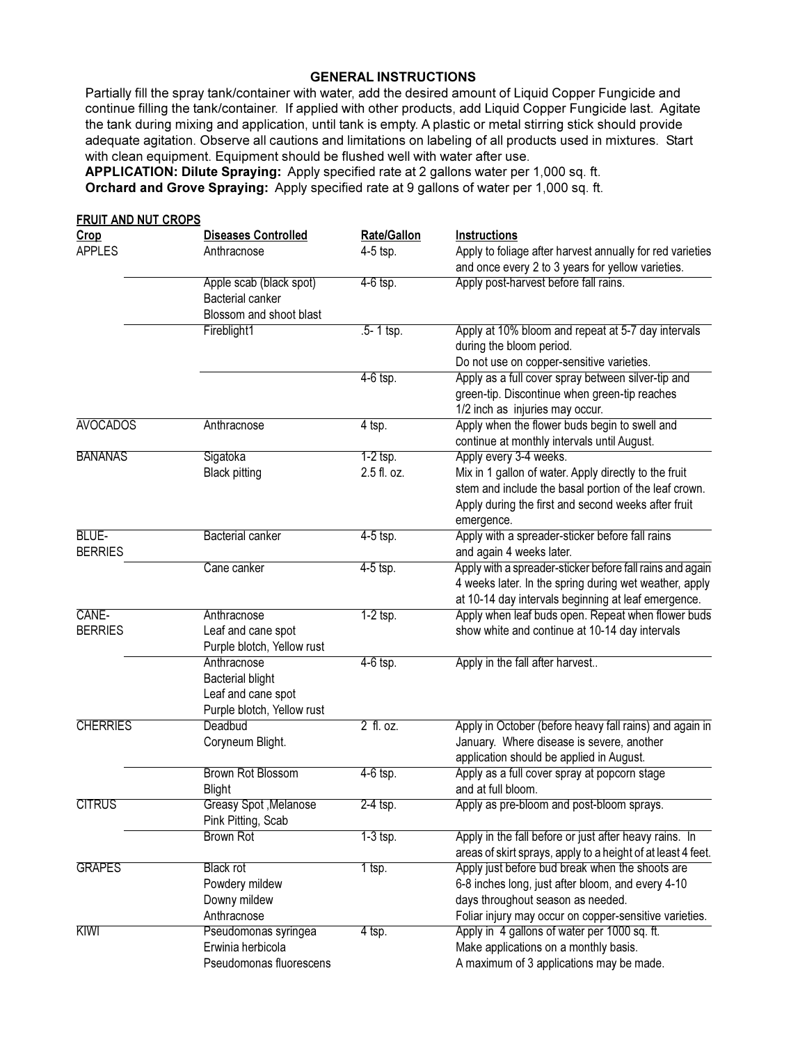## GENERAL INSTRUCTIONS

Partially fill the spray tank/container with water, add the desired amount of Liquid Copper Fungicide and continue filling the tank/container. If applied with other products, add Liquid Copper Fungicide last. Agitate the tank during mixing and application, until tank is empty. A plastic or metal stirring stick should provide adequate agitation. Observe all cautions and limitations on labeling of all products used in mixtures. Start with clean equipment. Equipment should be flushed well with water after use.

**APPLICATION: Dilute Spraying:** Apply specified rate at 2 gallons water per 1,000 sq. ft.

**Orchard and Grove Spraying:** Apply specified rate at 9 gallons of water per 1,000 sq. ft.

**FRUIT AND NUT CROPS**

| Crop | Diseases Controlled | Rate/Gallon | Instructions |
|---|---|---|---|
| APPLES | Anthracnose | 4-5 tsp. | Apply to foliage after harvest annually for red varieties and once every 2 to 3 years for yellow varieties. |
| | Apple scab (black spot)<br>Bacterial canker<br>Blossom and shoot blast | 4-6 tsp. | Apply post-harvest before fall rains. |
| | Fireblight1 | .5- 1 tsp. | Apply at 10% bloom and repeat at 5-7 day intervals during the bloom period.<br>Do not use on copper-sensitive varieties. |
| | | 4-6 tsp. | Apply as a full cover spray between silver-tip and green-tip. Discontinue when green-tip reaches 1/2 inch as injuries may occur. |
| AVOCADOS | Anthracnose | 4 tsp. | Apply when the flower buds begin to swell and continue at monthly intervals until August. |
| BANANAS | Sigatoka | 1-2 tsp. | Apply every 3-4 weeks. |
| | Black pitting | 2.5 fl. oz. | Mix in 1 gallon of water. Apply directly to the fruit stem and include the basal portion of the leaf crown. Apply during the first and second weeks after fruit emergence. |
| BLUE-BERRIES | Bacterial canker | 4-5 tsp. | Apply with a spreader-sticker before fall rains and again 4 weeks later. |
| | Cane canker | 4-5 tsp. | Apply with a spreader-sticker before fall rains and again 4 weeks later. In the spring during wet weather, apply at 10-14 day intervals beginning at leaf emergence. |
| CANE-BERRIES | Anthracnose<br>Leaf and cane spot<br>Purple blotch, Yellow rust | 1-2 tsp. | Apply when leaf buds open. Repeat when flower buds show white and continue at 10-14 day intervals |
| | Anthracnose<br>Bacterial blight<br>Leaf and cane spot<br>Purple blotch, Yellow rust | 4-6 tsp. | Apply in the fall after harvest.. |
| CHERRIES | Deadbud<br>Coryneum Blight. | 2 fl. oz. | Apply in October (before heavy fall rains) and again in January. Where disease is severe, another application should be applied in August. |
| | Brown Rot Blossom Blight | 4-6 tsp. | Apply as a full cover spray at popcorn stage and at full bloom. |
| CITRUS | Greasy Spot ,Melanose<br>Pink Pitting, Scab | 2-4 tsp. | Apply as pre-bloom and post-bloom sprays. |
| | Brown Rot | 1-3 tsp. | Apply in the fall before or just after heavy rains. In areas of skirt sprays, apply to a height of at least 4 feet. |
| GRAPES | Black rot<br>Powdery mildew<br>Downy mildew<br>Anthracnose | 1 tsp. | Apply just before bud break when the shoots are 6-8 inches long, just after bloom, and every 4-10 days throughout season as needed.<br>Foliar injury may occur on copper-sensitive varieties. |
| KIWI | Pseudomonas syringea<br>Erwinia herbicola<br>Pseudomonas fluorescens | 4 tsp. | Apply in 4 gallons of water per 1000 sq. ft.<br>Make applications on a monthly basis.<br>A maximum of 3 applications may be made. |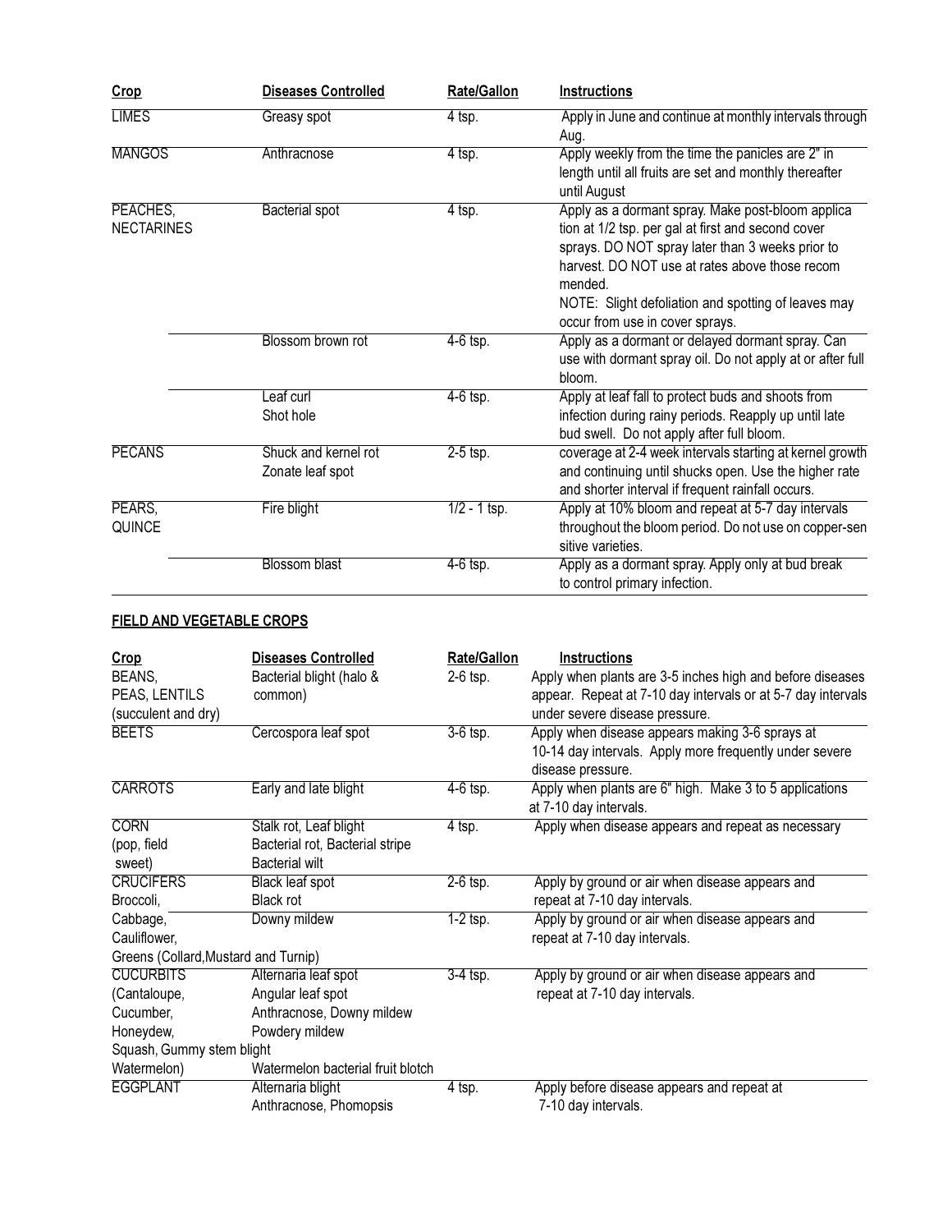| Crop | Diseases Controlled | Rate/Gallon | Instructions |
| --- | --- | --- | --- |
| LIMES | Greasy spot | 4 tsp. | Apply in June and continue at monthly intervals through Aug. |
| MANGOS | Anthracnose | 4 tsp. | Apply weekly from the time the panicles are 2" in length until all fruits are set and monthly thereafter until August |
| PEACHES, NECTARINES | Bacterial spot | 4 tsp. | Apply as a dormant spray. Make post-bloom applica tion at 1/2 tsp. per gal at first and second cover sprays. DO NOT spray later than 3 weeks prior to harvest. DO NOT use at rates above those recom mended. NOTE: Slight defoliation and spotting of leaves may occur from use in cover sprays. |
| | Blossom brown rot | 4-6 tsp. | Apply as a dormant or delayed dormant spray. Can use with dormant spray oil. Do not apply at or after full bloom. |
| | Leaf curl Shot hole | 4-6 tsp. | Apply at leaf fall to protect buds and shoots from infection during rainy periods. Reapply up until late bud swell. Do not apply after full bloom. |
| PECANS | Shuck and kernel rot Zonate leaf spot | 2-5 tsp. | coverage at 2-4 week intervals starting at kernel growth and continuing until shucks open. Use the higher rate and shorter interval if frequent rainfall occurs. |
| PEARS, QUINCE | Fire blight | 1/2 - 1 tsp. | Apply at 10% bloom and repeat at 5-7 day intervals throughout the bloom period. Do not use on copper-sen sitive varieties. |
| | Blossom blast | 4-6 tsp. | Apply as a dormant spray. Apply only at bud break to control primary infection. |

**FIELD AND VEGETABLE CROPS**

| Crop | Diseases Controlled | Rate/Gallon | Instructions |
| --- | --- | --- | --- |
| BEANS, PEAS, LENTILS (succulent and dry) | Bacterial blight (halo & common) | 2-6 tsp. | Apply when plants are 3-5 inches high and before diseases appear. Repeat at 7-10 day intervals or at 5-7 day intervals under severe disease pressure. |
| BEETS | Cercospora leaf spot | 3-6 tsp. | Apply when disease appears making 3-6 sprays at 10-14 day intervals. Apply more frequently under severe disease pressure. |
| CARROTS | Early and late blight | 4-6 tsp. | Apply when plants are 6" high. Make 3 to 5 applications at 7-10 day intervals. |
| CORN (pop, field sweet) | Stalk rot, Leaf blight Bacterial rot, Bacterial stripe Bacterial wilt | 4 tsp. | Apply when disease appears and repeat as necessary |
| CRUCIFERS Broccoli, | Black leaf spot Black rot | 2-6 tsp. | Apply by ground or air when disease appears and repeat at 7-10 day intervals. |
| Cabbage, Cauliflower, Greens (Collard, Mustard and Turnip) | Downy mildew | 1-2 tsp. | Apply by ground or air when disease appears and repeat at 7-10 day intervals. |
| CUCURBITS (Cantaloupe, Cucumber, Honeydew, Squash, Watermelon) | Alternaria leaf spot Angular leaf spot Anthracnose, Downy mildew Powdery mildew Gummy stem blight Watermelon bacterial fruit blotch | 3-4 tsp. | Apply by ground or air when disease appears and repeat at 7-10 day intervals. |
| EGGPLANT | Alternaria blight Anthracnose, Phomopsis | 4 tsp. | Apply before disease appears and repeat at 7-10 day intervals. |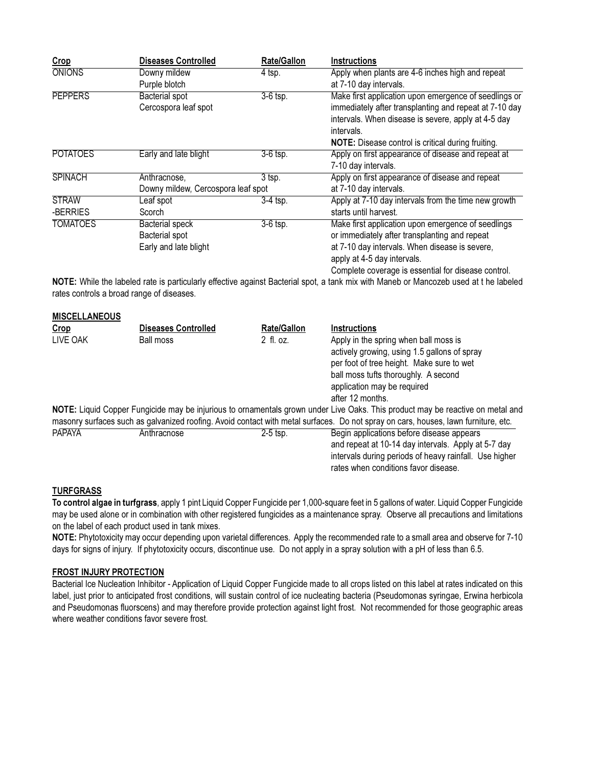| Crop | Diseases Controlled | Rate/Gallon | Instructions |
|---|---|---|---|
| ONIONS | Downy mildew<br>Purple blotch | 4 tsp. | Apply when plants are 4-6 inches high and repeat at 7-10 day intervals. |
| PEPPERS | Bacterial spot<br>Cercospora leaf spot | 3-6 tsp. | Make first application upon emergence of seedlings or immediately after transplanting and repeat at 7-10 day intervals. When disease is severe, apply at 4-5 day intervals.<br>**NOTE:** Disease control is critical during fruiting. |
| POTATOES | Early and late blight | 3-6 tsp. | Apply on first appearance of disease and repeat at 7-10 day intervals. |
| SPINACH | Anthracnose,<br>Downy mildew, Cercospora leaf spot | 3 tsp. | Apply on first appearance of disease and repeat at 7-10 day intervals. |
| STRAW<br>-BERRIES | Leaf spot<br>Scorch | 3-4 tsp. | Apply at 7-10 day intervals from the time new growth starts until harvest. |
| TOMATOES | Bacterial speck<br>Bacterial spot<br>Early and late blight | 3-6 tsp. | Make first application upon emergence of seedlings or immediately after transplanting and repeat at 7-10 day intervals. When disease is severe, apply at 4-5 day intervals.<br>Complete coverage is essential for disease control. |

**NOTE:** While the labeled rate is particularly effective against Bacterial spot, a tank mix with Maneb or Mancozeb used at t he labeled rates controls a broad range of diseases.

**MISCELLANEOUS**

| Crop | Diseases Controlled | Rate/Gallon | Instructions |
|---|---|---|---|
| LIVE OAK | Ball moss | 2 fl. oz. | Apply in the spring when ball moss is actively growing, using 1.5 gallons of spray per foot of tree height. Make sure to wet ball moss tufts thoroughly. A second application may be required after 12 months. |

**NOTE:** Liquid Copper Fungicide may be injurious to ornamentals grown under Live Oaks. This product may be reactive on metal and masonry surfaces such as galvanized roofing. Avoid contact with metal surfaces. Do not spray on cars, houses, lawn furniture, etc.

| Crop | Diseases Controlled | Rate/Gallon | Instructions |
|---|---|---|---|
| PAPAYA | Anthracnose | 2-5 tsp. | Begin applications before disease appears and repeat at 10-14 day intervals. Apply at 5-7 day intervals during periods of heavy rainfall. Use higher rates when conditions favor disease. |

**TURFGRASS**

**To control algae in turfgrass**, apply 1 pint Liquid Copper Fungicide per 1,000-square feet in 5 gallons of water. Liquid Copper Fungicide may be used alone or in combination with other registered fungicides as a maintenance spray. Observe all precautions and limitations on the label of each product used in tank mixes.

**NOTE:** Phytotoxicity may occur depending upon varietal differences. Apply the recommended rate to a small area and observe for 7-10 days for signs of injury. If phytotoxicity occurs, discontinue use. Do not apply in a spray solution with a pH of less than 6.5.

**FROST INJURY PROTECTION**

Bacterial Ice Nucleation Inhibitor - Application of Liquid Copper Fungicide made to all crops listed on this label at rates indicated on this label, just prior to anticipated frost conditions, will sustain control of ice nucleating bacteria (Pseudomonas syringae, Erwina herbicola and Pseudomonas fluorscens) and may therefore provide protection against light frost. Not recommended for those geographic areas where weather conditions favor severe frost.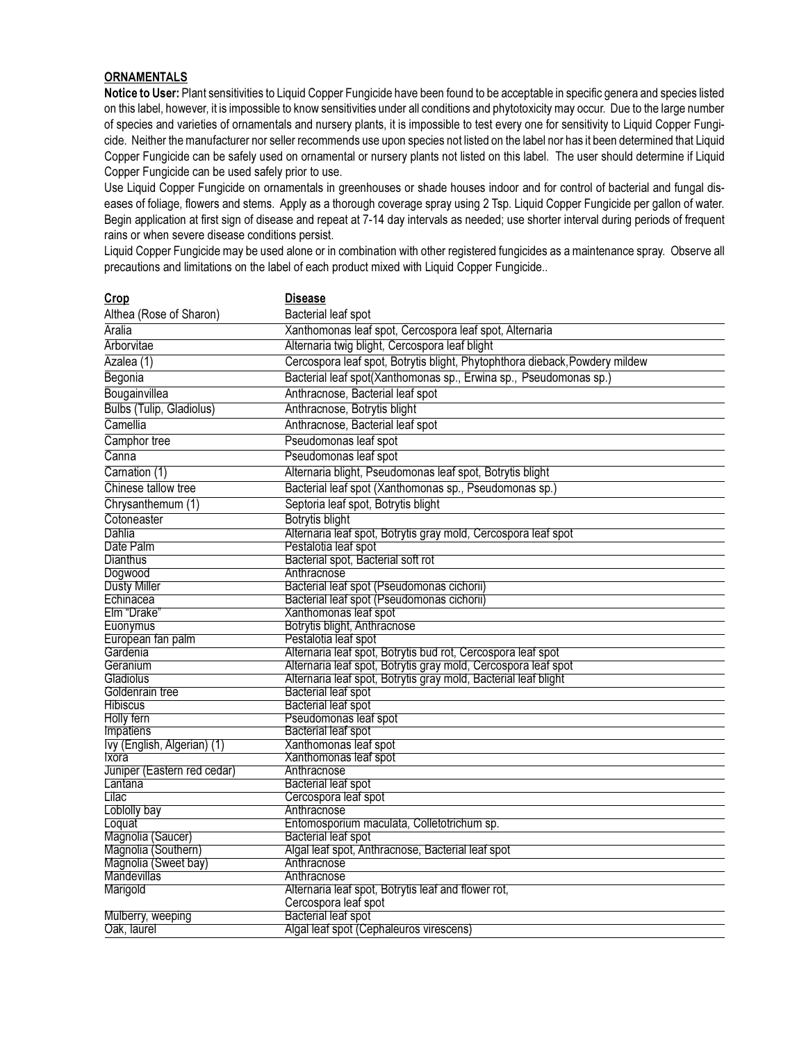**ORNAMENTALS**

**Notice to User:** Plant sensitivities to Liquid Copper Fungicide have been found to be acceptable in specific genera and species listed on this label, however, it is impossible to know sensitivities under all conditions and phytotoxicity may occur. Due to the large number of species and varieties of ornamentals and nursery plants, it is impossible to test every one for sensitivity to Liquid Copper Fungicide. Neither the manufacturer nor seller recommends use upon species not listed on the label nor has it been determined that Liquid Copper Fungicide can be safely used on ornamental or nursery plants not listed on this label. The user should determine if Liquid Copper Fungicide can be used safely prior to use.

Use Liquid Copper Fungicide on ornamentals in greenhouses or shade houses indoor and for control of bacterial and fungal diseases of foliage, flowers and stems. Apply as a thorough coverage spray using 2 Tsp. Liquid Copper Fungicide per gallon of water. Begin application at first sign of disease and repeat at 7-14 day intervals as needed; use shorter interval during periods of frequent rains or when severe disease conditions persist.

Liquid Copper Fungicide may be used alone or in combination with other registered fungicides as a maintenance spray. Observe all precautions and limitations on the label of each product mixed with Liquid Copper Fungicide..

| Crop | Disease |
|---|---|
| Althea (Rose of Sharon) | Bacterial leaf spot |
| Aralia | Xanthomonas leaf spot, Cercospora leaf spot, Alternaria |
| Arborvitae | Alternaria twig blight, Cercospora leaf blight |
| Azalea (1) | Cercospora leaf spot, Botrytis blight, Phytophthora dieback,Powdery mildew |
| Begonia | Bacterial leaf spot(Xanthomonas sp., Erwina sp., Pseudomonas sp.) |
| Bougainvillea | Anthracnose, Bacterial leaf spot |
| Bulbs (Tulip, Gladiolus) | Anthracnose, Botrytis blight |
| Camellia | Anthracnose, Bacterial leaf spot |
| Camphor tree | Pseudomonas leaf spot |
| Canna | Pseudomonas leaf spot |
| Carnation (1) | Alternaria blight, Pseudomonas leaf spot, Botrytis blight |
| Chinese tallow tree | Bacterial leaf spot (Xanthomonas sp., Pseudomonas sp.) |
| Chrysanthemum (1) | Septoria leaf spot, Botrytis blight |
| Cotoneaster | Botrytis blight |
| Dahlia | Alternaria leaf spot, Botrytis gray mold, Cercospora leaf spot |
| Date Palm | Pestalotia leaf spot |
| Dianthus | Bacterial spot, Bacterial soft rot |
| Dogwood | Anthracnose |
| Dusty Miller | Bacterial leaf spot (Pseudomonas cichorii) |
| Echinacea | Bacterial leaf spot (Pseudomonas cichorii) |
| Elm "Drake" | Xanthomonas leaf spot |
| Euonymus | Botrytis blight, Anthracnose |
| European fan palm | Pestalotia leaf spot |
| Gardenia | Alternaria leaf spot, Botrytis bud rot, Cercospora leaf spot |
| Geranium | Alternaria leaf spot, Botrytis gray mold, Cercospora leaf spot |
| Gladiolus | Alternaria leaf spot, Botrytis gray mold, Bacterial leaf blight |
| Goldenrain tree | Bacterial leaf spot |
| Hibiscus | Bacterial leaf spot |
| Holly fern | Pseudomonas leaf spot |
| Impatiens | Bacterial leaf spot |
| Ivy (English, Algerian) (1) | Xanthomonas leaf spot |
| Ixora | Xanthomonas leaf spot |
| Juniper (Eastern red cedar) | Anthracnose |
| Lantana | Bacterial leaf spot |
| Lilac | Cercospora leaf spot |
| Loblolly bay | Anthracnose |
| Loquat | Entomosporium maculata, Colletotrichum sp. |
| Magnolia (Saucer) | Bacterial leaf spot |
| Magnolia (Southern) | Algal leaf spot, Anthracnose, Bacterial leaf spot |
| Magnolia (Sweet bay) | Anthracnose |
| Mandevillas | Anthracnose |
| Marigold | Alternaria leaf spot, Botrytis leaf and flower rot, Cercospora leaf spot |
| Mulberry, weeping | Bacterial leaf spot |
| Oak, laurel | Algal leaf spot (Cephaleuros virescens) |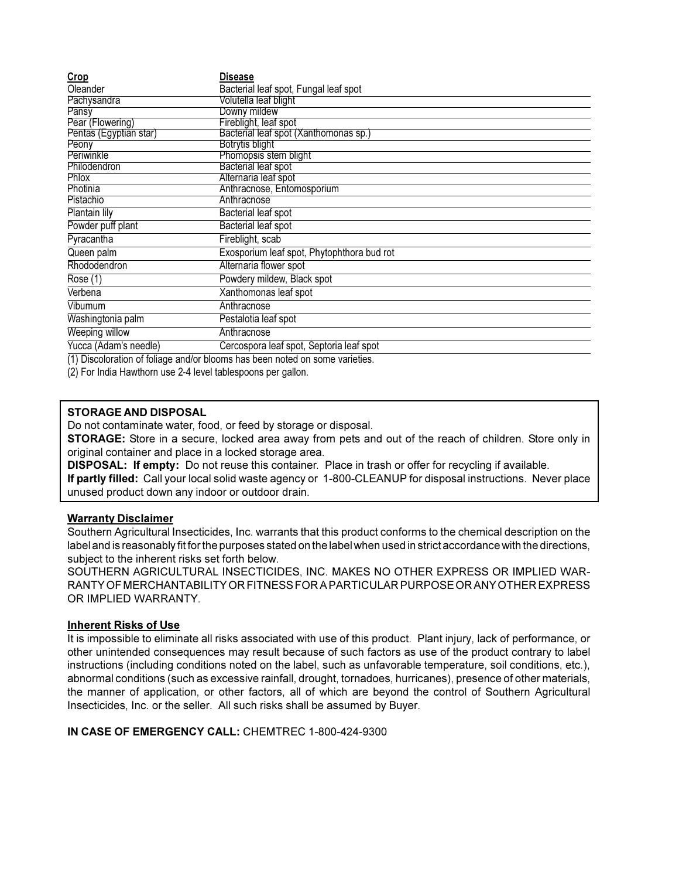| Crop | Disease |
|---|---|
| Oleander | Bacterial leaf spot, Fungal leaf spot |
| Pachysandra | Volutella leaf blight |
| Pansy | Downy mildew |
| Pear (Flowering) | Fireblight, leaf spot |
| Pentas (Egyptian star) | Bacterial leaf spot (Xanthomonas sp.) |
| Peony | Botrytis blight |
| Periwinkle | Phomopsis stem blight |
| Philodendron | Bacterial leaf spot |
| Phlox | Alternaria leaf spot |
| Photinia | Anthracnose, Entomosporium |
| Pistachio | Anthracnose |
| Plantain lily | Bacterial leaf spot |
| Powder puff plant | Bacterial leaf spot |
| Pyracantha | Fireblight, scab |
| Queen palm | Exosporium leaf spot, Phytophthora bud rot |
| Rhododendron | Alternaria flower spot |
| Rose (1) | Powdery mildew, Black spot |
| Verbena | Xanthomonas leaf spot |
| Vibumum | Anthracnose |
| Washingtonia palm | Pestalotia leaf spot |
| Weeping willow | Anthracnose |
| Yucca (Adam's needle) | Cercospora leaf spot, Septoria leaf spot |

(1) Discoloration of foliage and/or blooms has been noted on some varieties.

(2) For India Hawthorn use 2-4 level tablespoons per gallon.

**STORAGE AND DISPOSAL**

Do not contaminate water, food, or feed by storage or disposal.

**STORAGE:** Store in a secure, locked area away from pets and out of the reach of children. Store only in original container and place in a locked storage area.

**DISPOSAL: If empty:** Do not reuse this container. Place in trash or offer for recycling if available.

**If partly filled:** Call your local solid waste agency or 1-800-CLEANUP for disposal instructions. Never place unused product down any indoor or outdoor drain.

**Warranty Disclaimer**

Southern Agricultural Insecticides, Inc. warrants that this product conforms to the chemical description on the label and is reasonably fit for the purposes stated on the label when used in strict accordance with the directions, subject to the inherent risks set forth below.

SOUTHERN AGRICULTURAL INSECTICIDES, INC. MAKES NO OTHER EXPRESS OR IMPLIED WARRANTY OF MERCHANTABILITY OR FITNESS FOR A PARTICULAR PURPOSE OR ANY OTHER EXPRESS OR IMPLIED WARRANTY.

**Inherent Risks of Use**

It is impossible to eliminate all risks associated with use of this product. Plant injury, lack of performance, or other unintended consequences may result because of such factors as use of the product contrary to label instructions (including conditions noted on the label, such as unfavorable temperature, soil conditions, etc.), abnormal conditions (such as excessive rainfall, drought, tornadoes, hurricanes), presence of other materials, the manner of application, or other factors, all of which are beyond the control of Southern Agricultural Insecticides, Inc. or the seller. All such risks shall be assumed by Buyer.

**IN CASE OF EMERGENCY CALL:** CHEMTREC 1-800-424-9300